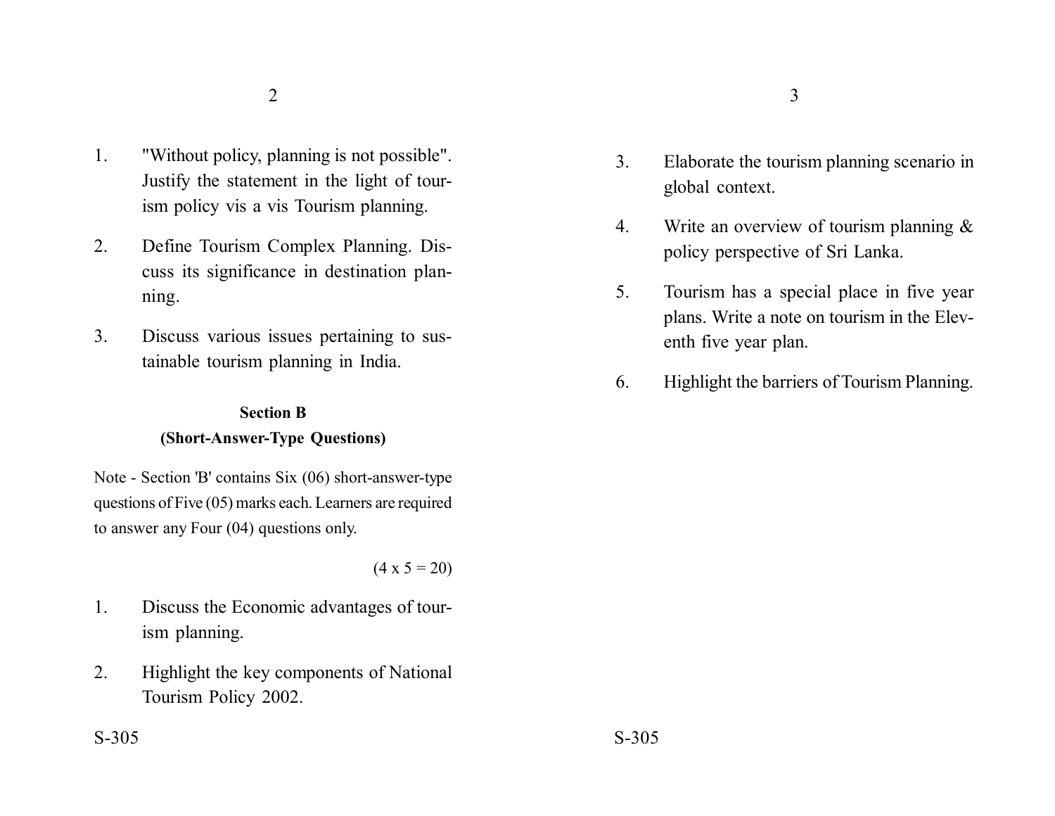1. "Without policy, planning is not possible". Justify the statement in the light of tourism policy vis a vis Tourism planning.

2. Define Tourism Complex Planning. Discuss its significance in destination planning.

3. Discuss various issues pertaining to sustainable tourism planning in India.

## Section B

### (Short-Answer-Type Questions)

Note - Section 'B' contains Six (06) short-answer-type questions of Five (05) marks each. Learners are required to answer any Four (04) questions only.

(4 x 5 = 20)

1. Discuss the Economic advantages of tourism planning.

2. Highlight the key components of National Tourism Policy 2002.

3. Elaborate the tourism planning scenario in global context.

4. Write an overview of tourism planning & policy perspective of Sri Lanka.

5. Tourism has a special place in five year plans. Write a note on tourism in the Eleventh five year plan.

6. Highlight the barriers of Tourism Planning.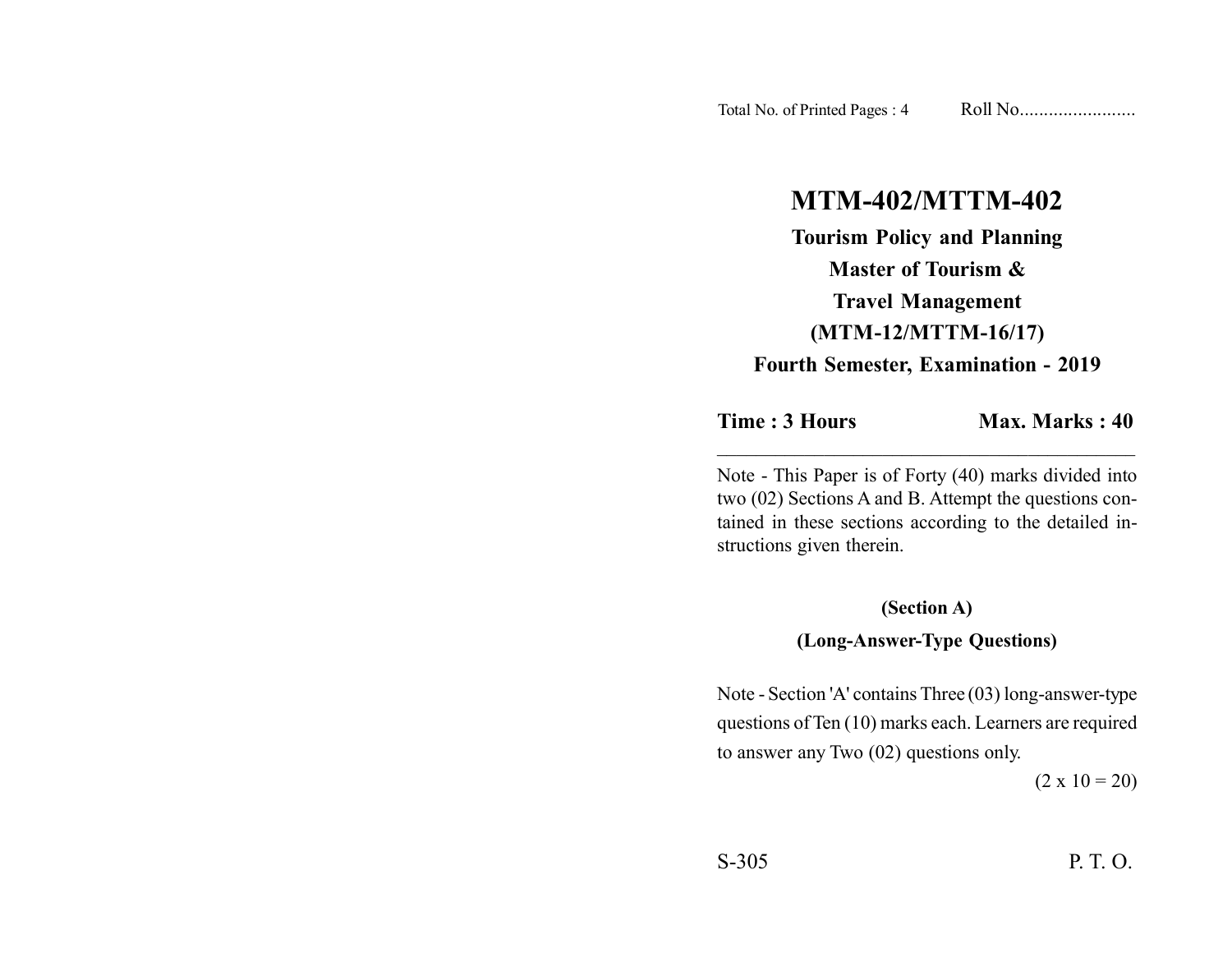Total No. of Printed Pages : 4 Roll No.......................

# MTM-402/MTTM-402

**Tourism Policy and Planning**

**Master of Tourism &**

**Travel Management**

**(MTM-12/MTTM-16/17)**

**Fourth Semester, Examination - 2019**

**Time : 3 Hours** **Max. Marks : 40**

---

Note - This Paper is of Forty (40) marks divided into two (02) Sections A and B. Attempt the questions contained in these sections according to the detailed instructions given therein.

## (Section A)

## (Long-Answer-Type Questions)

Note - Section 'A' contains Three (03) long-answer-type questions of Ten (10) marks each. Learners are required to answer any Two (02) questions only.

(2 x 10 = 20)

S-305 P. T. O.